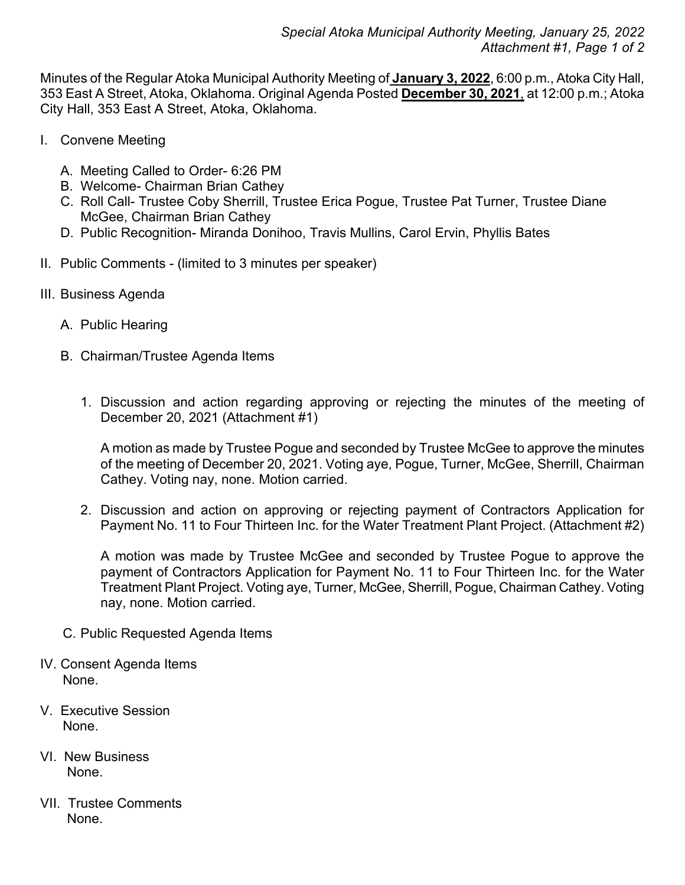Minutes of the Regular Atoka Municipal Authority Meeting of **January 3, 2022**, 6:00 p.m., Atoka City Hall, 353 East A Street, Atoka, Oklahoma. Original Agenda Posted **December 30, 2021**, at 12:00 p.m.; Atoka City Hall, 353 East A Street, Atoka, Oklahoma.

I. Convene Meeting

   A. Meeting Called to Order- 6:26 PM
   B. Welcome- Chairman Brian Cathey
   C. Roll Call- Trustee Coby Sherrill, Trustee Erica Pogue, Trustee Pat Turner, Trustee Diane McGee, Chairman Brian Cathey
   D. Public Recognition- Miranda Donihoo, Travis Mullins, Carol Ervin, Phyllis Bates

II. Public Comments - (limited to 3 minutes per speaker)

III. Business Agenda

   A. Public Hearing

   B. Chairman/Trustee Agenda Items

      1. Discussion and action regarding approving or rejecting the minutes of the meeting of December 20, 2021 (Attachment #1)

         A motion as made by Trustee Pogue and seconded by Trustee McGee to approve the minutes of the meeting of December 20, 2021. Voting aye, Pogue, Turner, McGee, Sherrill, Chairman Cathey. Voting nay, none. Motion carried.

      2. Discussion and action on approving or rejecting payment of Contractors Application for Payment No. 11 to Four Thirteen Inc. for the Water Treatment Plant Project. (Attachment #2)

         A motion was made by Trustee McGee and seconded by Trustee Pogue to approve the payment of Contractors Application for Payment No. 11 to Four Thirteen Inc. for the Water Treatment Plant Project. Voting aye, Turner, McGee, Sherrill, Pogue, Chairman Cathey. Voting nay, none. Motion carried.

   C. Public Requested Agenda Items

IV. Consent Agenda Items
    None.

V. Executive Session
    None.

VI. New Business
    None.

VII. Trustee Comments
    None.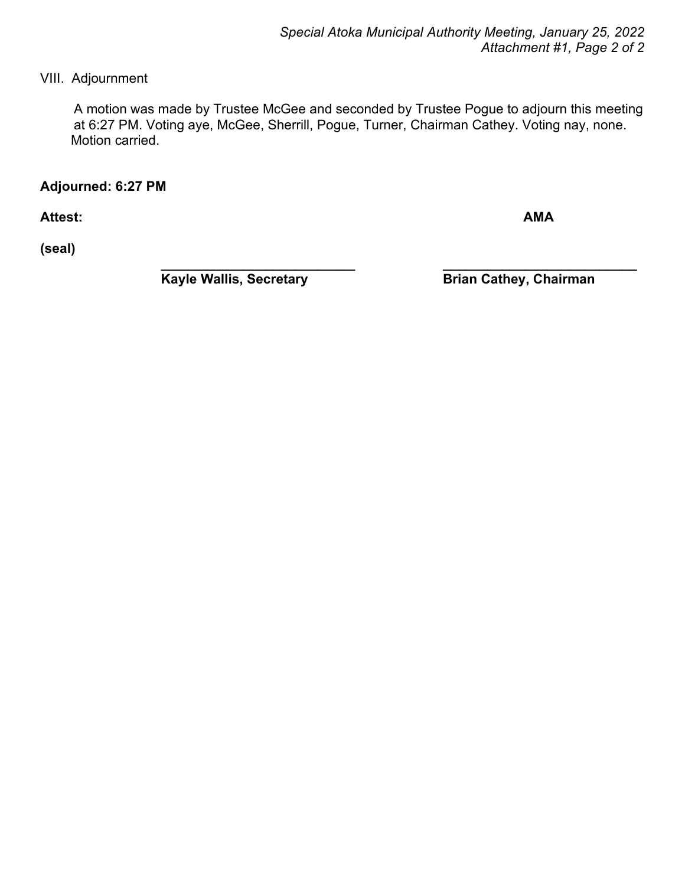VIII. Adjournment

A motion was made by Trustee McGee and seconded by Trustee Pogue to adjourn this meeting at 6:27 PM. Voting aye, McGee, Sherrill, Pogue, Turner, Chairman Cathey. Voting nay, none. Motion carried.

**Adjourned: 6:27 PM**

**Attest:** **AMA**

**(seal)**

| | |
|---|---|
| **\_\_\_\_\_\_\_\_\_\_\_\_\_\_\_\_\_\_\_\_\_\_\_\_\_\_** | **\_\_\_\_\_\_\_\_\_\_\_\_\_\_\_\_\_\_\_\_\_\_\_\_\_\_** |
| **Kayle Wallis, Secretary** | **Brian Cathey, Chairman** |